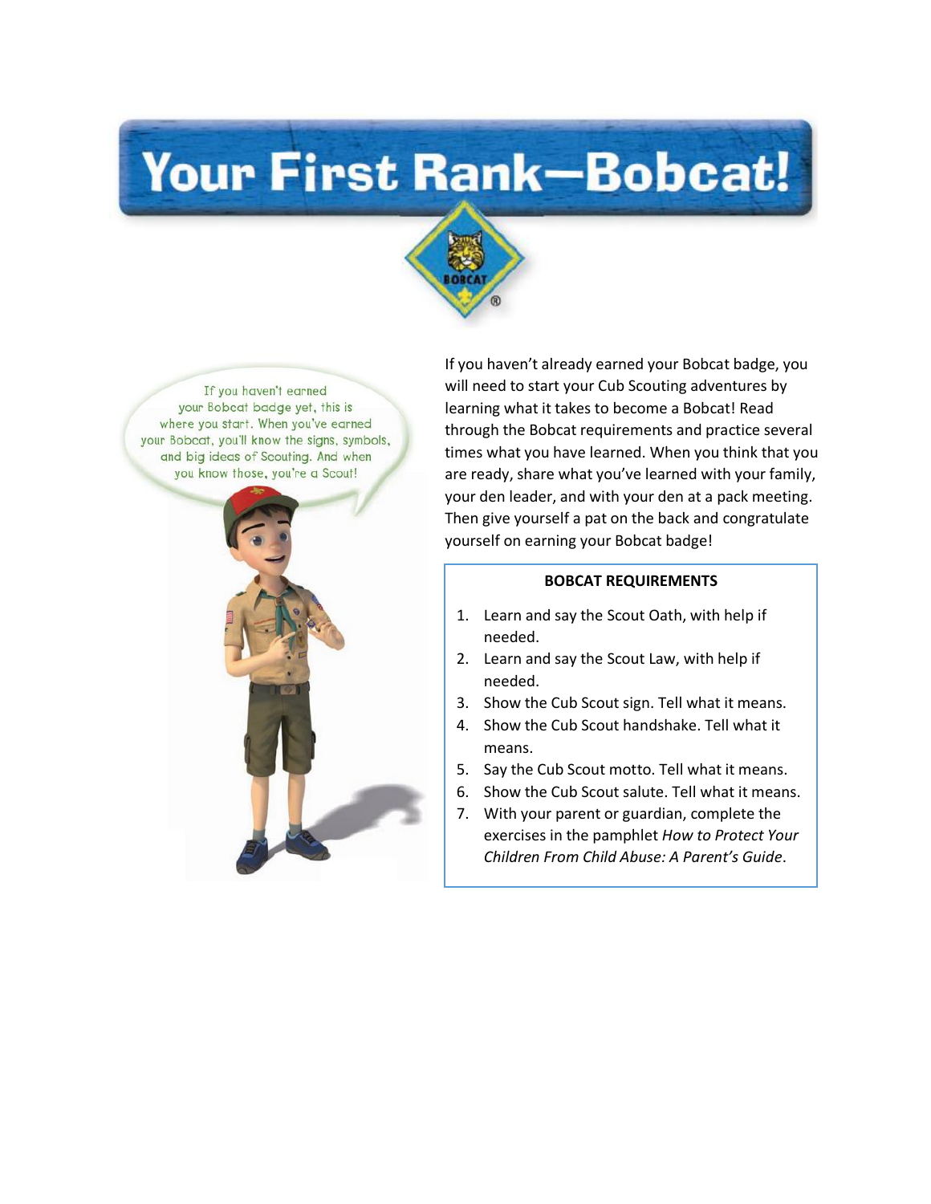# Your First Rank—Bobcat!

If you haven't earned your Bobcat badge yet, this is where you start. When you've earned your Bobcat, you'll know the signs, symbols, and big ideas of Scouting. And when you know those, you're a Scout!

If you haven't already earned your Bobcat badge, you will need to start your Cub Scouting adventures by learning what it takes to become a Bobcat! Read through the Bobcat requirements and practice several times what you have learned. When you think that you are ready, share what you've learned with your family, your den leader, and with your den at a pack meeting. Then give yourself a pat on the back and congratulate yourself on earning your Bobcat badge!

**BOBCAT REQUIREMENTS**

1. Learn and say the Scout Oath, with help if needed.
2. Learn and say the Scout Law, with help if needed.
3. Show the Cub Scout sign. Tell what it means.
4. Show the Cub Scout handshake. Tell what it means.
5. Say the Cub Scout motto. Tell what it means.
6. Show the Cub Scout salute. Tell what it means.
7. With your parent or guardian, complete the exercises in the pamphlet *How to Protect Your Children From Child Abuse: A Parent's Guide*.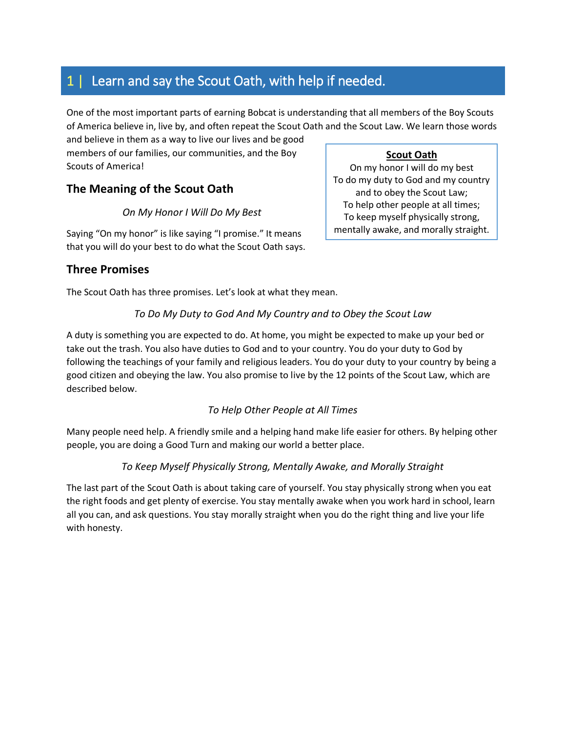## 1 | Learn and say the Scout Oath, with help if needed.

One of the most important parts of earning Bobcat is understanding that all members of the Boy Scouts of America believe in, live by, and often repeat the Scout Oath and the Scout Law. We learn those words and believe in them as a way to live our lives and be good members of our families, our communities, and the Boy Scouts of America!

**Scout Oath**

On my honor I will do my best
To do my duty to God and my country
and to obey the Scout Law;
To help other people at all times;
To keep myself physically strong,
mentally awake, and morally straight.

### The Meaning of the Scout Oath

*On My Honor I Will Do My Best*

Saying "On my honor" is like saying "I promise." It means that you will do your best to do what the Scout Oath says.

### Three Promises

The Scout Oath has three promises. Let's look at what they mean.

*To Do My Duty to God And My Country and to Obey the Scout Law*

A duty is something you are expected to do. At home, you might be expected to make up your bed or take out the trash. You also have duties to God and to your country. You do your duty to God by following the teachings of your family and religious leaders. You do your duty to your country by being a good citizen and obeying the law. You also promise to live by the 12 points of the Scout Law, which are described below.

*To Help Other People at All Times*

Many people need help. A friendly smile and a helping hand make life easier for others. By helping other people, you are doing a Good Turn and making our world a better place.

*To Keep Myself Physically Strong, Mentally Awake, and Morally Straight*

The last part of the Scout Oath is about taking care of yourself. You stay physically strong when you eat the right foods and get plenty of exercise. You stay mentally awake when you work hard in school, learn all you can, and ask questions. You stay morally straight when you do the right thing and live your life with honesty.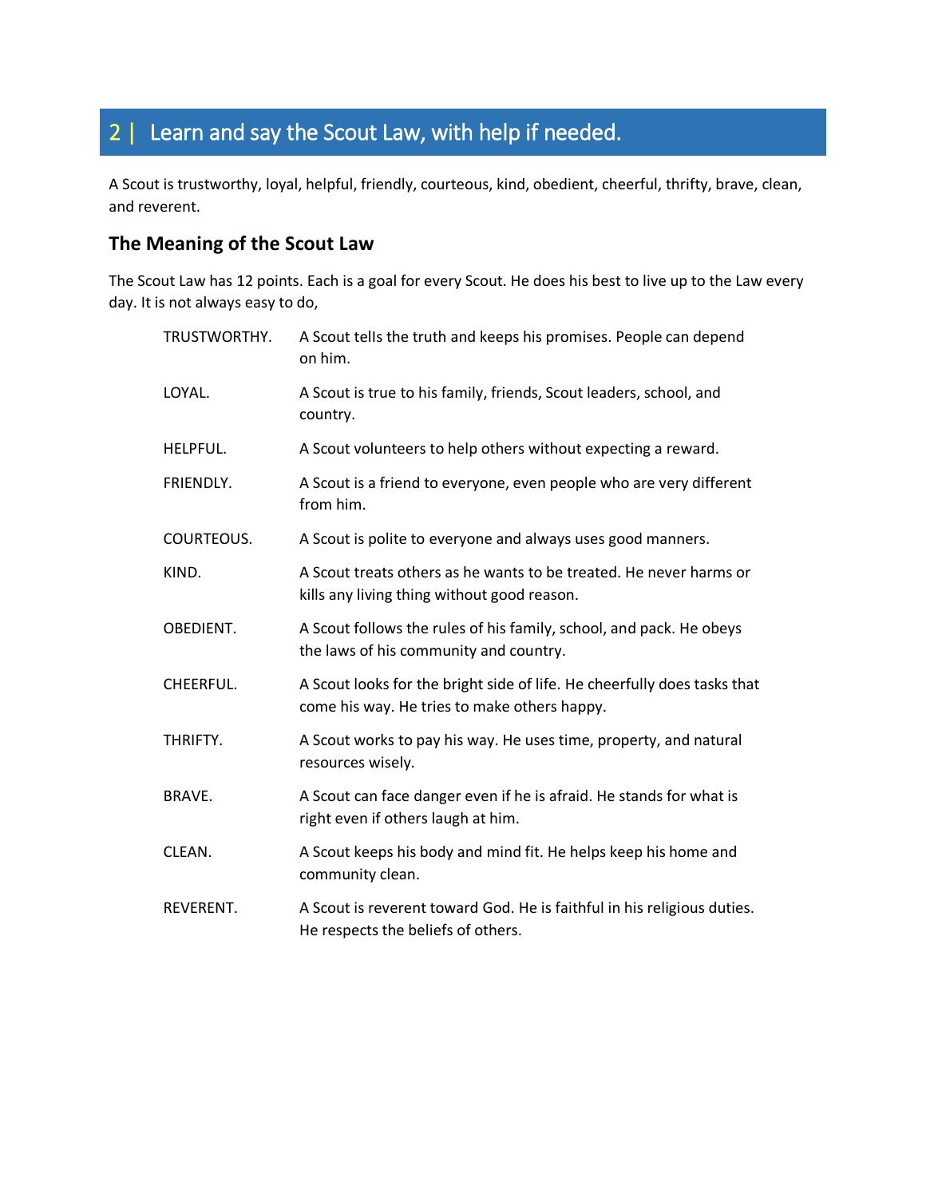## 2 | Learn and say the Scout Law, with help if needed.

A Scout is trustworthy, loyal, helpful, friendly, courteous, kind, obedient, cheerful, thrifty, brave, clean, and reverent.

### The Meaning of the Scout Law

The Scout Law has 12 points. Each is a goal for every Scout. He does his best to live up to the Law every day. It is not always easy to do,

| | |
|---|---|
| TRUSTWORTHY. | A Scout tells the truth and keeps his promises. People can depend on him. |
| LOYAL. | A Scout is true to his family, friends, Scout leaders, school, and country. |
| HELPFUL. | A Scout volunteers to help others without expecting a reward. |
| FRIENDLY. | A Scout is a friend to everyone, even people who are very different from him. |
| COURTEOUS. | A Scout is polite to everyone and always uses good manners. |
| KIND. | A Scout treats others as he wants to be treated. He never harms or kills any living thing without good reason. |
| OBEDIENT. | A Scout follows the rules of his family, school, and pack. He obeys the laws of his community and country. |
| CHEERFUL. | A Scout looks for the bright side of life. He cheerfully does tasks that come his way. He tries to make others happy. |
| THRIFTY. | A Scout works to pay his way. He uses time, property, and natural resources wisely. |
| BRAVE. | A Scout can face danger even if he is afraid. He stands for what is right even if others laugh at him. |
| CLEAN. | A Scout keeps his body and mind fit. He helps keep his home and community clean. |
| REVERENT. | A Scout is reverent toward God. He is faithful in his religious duties. He respects the beliefs of others. |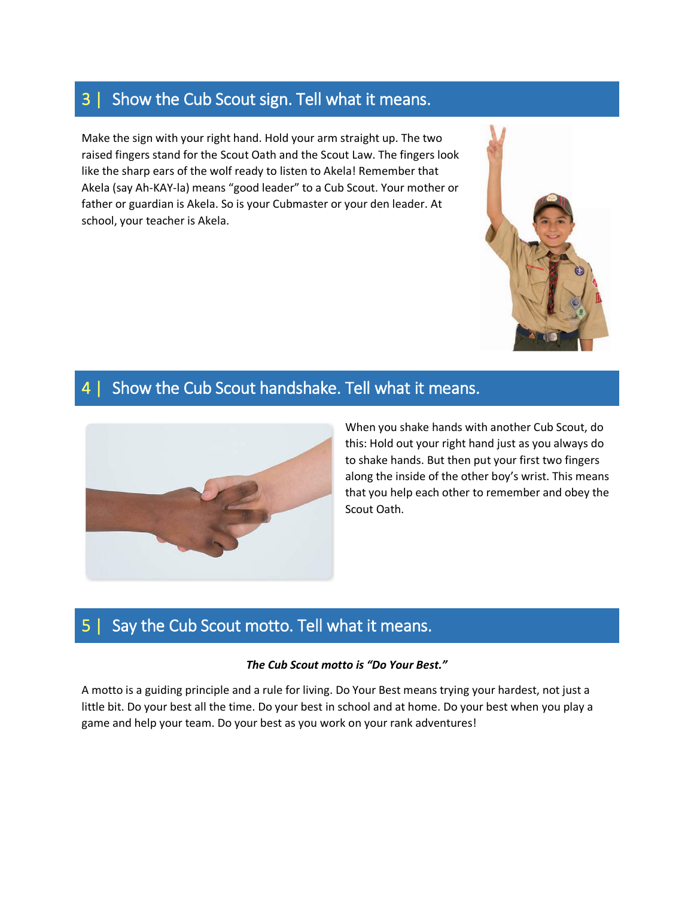## 3 | Show the Cub Scout sign. Tell what it means.

Make the sign with your right hand. Hold your arm straight up. The two raised fingers stand for the Scout Oath and the Scout Law. The fingers look like the sharp ears of the wolf ready to listen to Akela! Remember that Akela (say Ah-KAY-la) means "good leader" to a Cub Scout. Your mother or father or guardian is Akela. So is your Cubmaster or your den leader. At school, your teacher is Akela.

## 4 | Show the Cub Scout handshake. Tell what it means.

When you shake hands with another Cub Scout, do this: Hold out your right hand just as you always do to shake hands. But then put your first two fingers along the inside of the other boy's wrist. This means that you help each other to remember and obey the Scout Oath.

## 5 | Say the Cub Scout motto. Tell what it means.

***The Cub Scout motto is "Do Your Best."***

A motto is a guiding principle and a rule for living. Do Your Best means trying your hardest, not just a little bit. Do your best all the time. Do your best in school and at home. Do your best when you play a game and help your team. Do your best as you work on your rank adventures!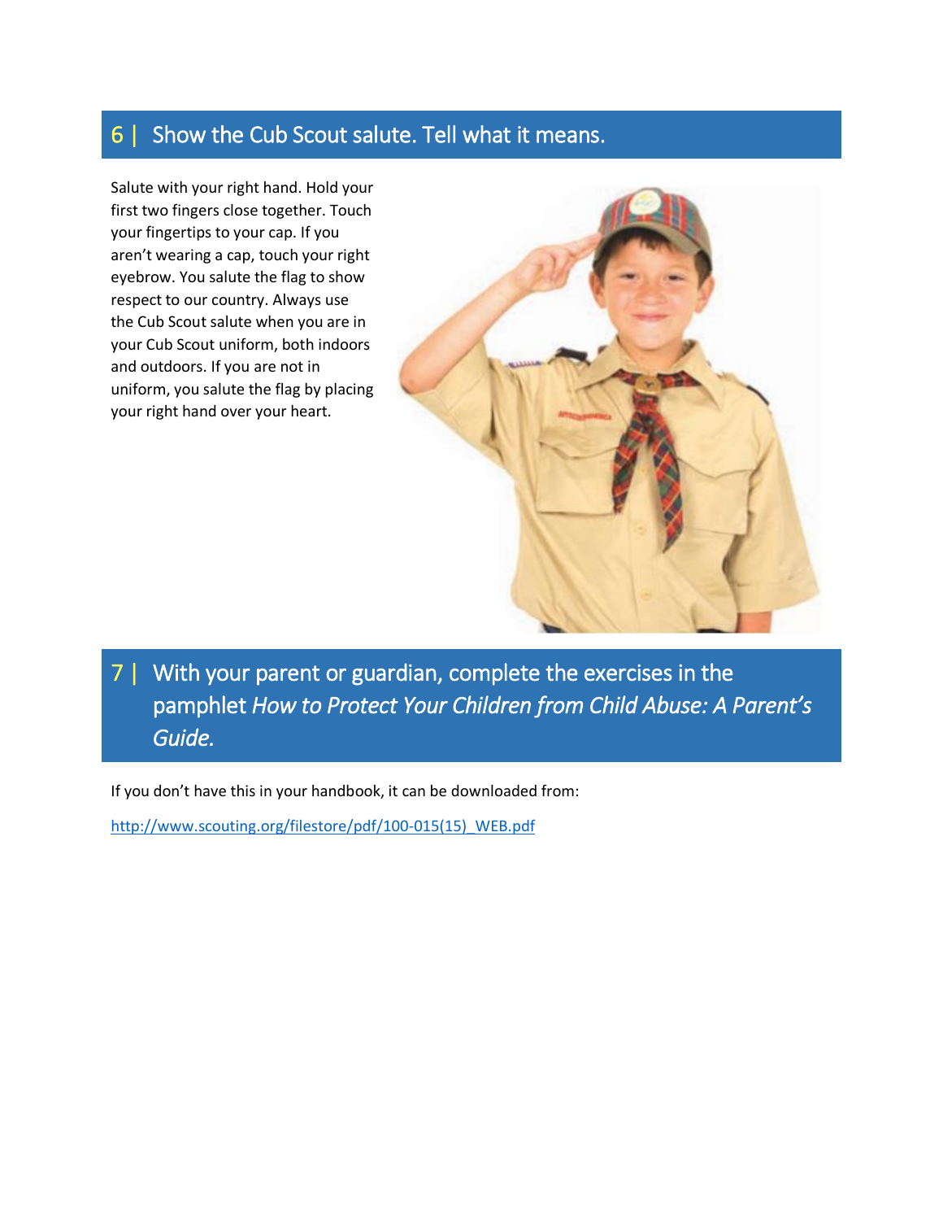## 6 | Show the Cub Scout salute. Tell what it means.

Salute with your right hand. Hold your first two fingers close together. Touch your fingertips to your cap. If you aren't wearing a cap, touch your right eyebrow. You salute the flag to show respect to our country. Always use the Cub Scout salute when you are in your Cub Scout uniform, both indoors and outdoors. If you are not in uniform, you salute the flag by placing your right hand over your heart.

## 7 | With your parent or guardian, complete the exercises in the pamphlet *How to Protect Your Children from Child Abuse: A Parent's Guide.*

If you don't have this in your handbook, it can be downloaded from:

http://www.scouting.org/filestore/pdf/100-015(15)_WEB.pdf